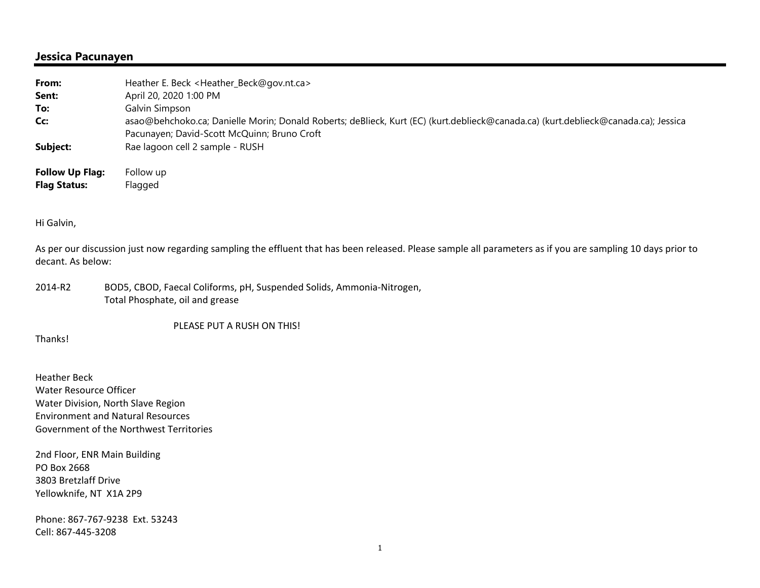## Jessica Pacunayen

| | |
|---|---|
| **From:** | Heather E. Beck <Heather_Beck@gov.nt.ca> |
| **Sent:** | April 20, 2020 1:00 PM |
| **To:** | Galvin Simpson |
| **Cc:** | asao@behchoko.ca; Danielle Morin; Donald Roberts; deBlieck, Kurt (EC) (kurt.deblieck@canada.ca) (kurt.deblieck@canada.ca); Jessica Pacunayen; David-Scott McQuinn; Bruno Croft |
| **Subject:** | Rae lagoon cell 2 sample - RUSH |
| **Follow Up Flag:** | Follow up |
| **Flag Status:** | Flagged |

Hi Galvin,

As per our discussion just now regarding sampling the effluent that has been released. Please sample all parameters as if you are sampling 10 days prior to decant. As below:

2014-R2 BOD5, CBOD, Faecal Coliforms, pH, Suspended Solids, Ammonia-Nitrogen, Total Phosphate, oil and grease

PLEASE PUT A RUSH ON THIS!

Thanks!

Heather Beck
Water Resource Officer
Water Division, North Slave Region
Environment and Natural Resources
Government of the Northwest Territories

2nd Floor, ENR Main Building
PO Box 2668
3803 Bretzlaff Drive
Yellowknife, NT X1A 2P9

Phone: 867-767-9238 Ext. 53243
Cell: 867-445-3208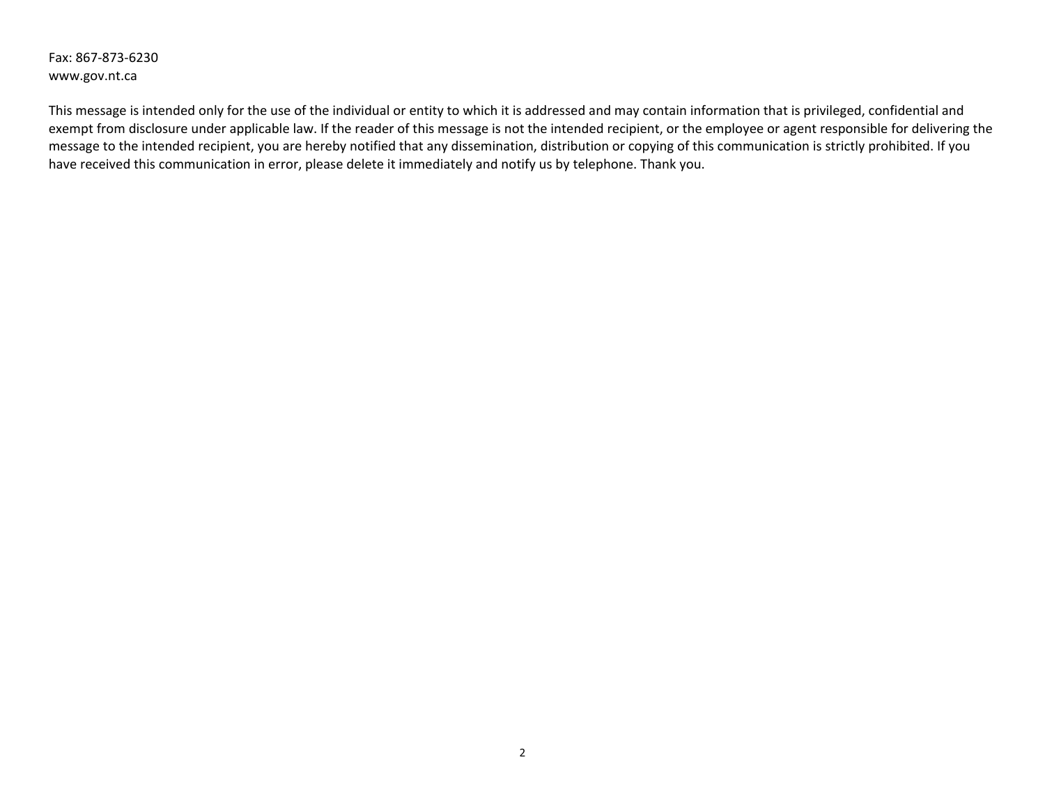Fax: 867-873-6230
www.gov.nt.ca

This message is intended only for the use of the individual or entity to which it is addressed and may contain information that is privileged, confidential and exempt from disclosure under applicable law. If the reader of this message is not the intended recipient, or the employee or agent responsible for delivering the message to the intended recipient, you are hereby notified that any dissemination, distribution or copying of this communication is strictly prohibited. If you have received this communication in error, please delete it immediately and notify us by telephone. Thank you.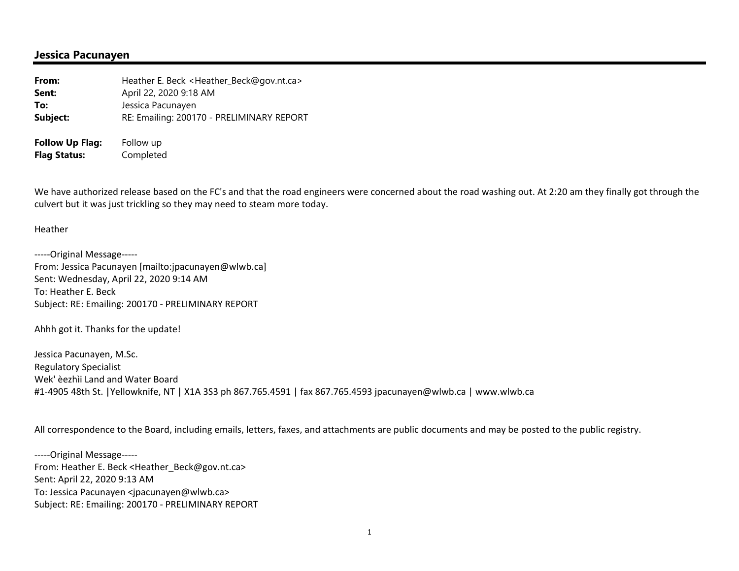## Jessica Pacunayen

**From:** Heather E. Beck <Heather_Beck@gov.nt.ca>
**Sent:** April 22, 2020 9:18 AM
**To:** Jessica Pacunayen
**Subject:** RE: Emailing: 200170 - PRELIMINARY REPORT

**Follow Up Flag:** Follow up
**Flag Status:** Completed

We have authorized release based on the FC's and that the road engineers were concerned about the road washing out. At 2:20 am they finally got through the culvert but it was just trickling so they may need to steam more today.

Heather

-----Original Message-----
From: Jessica Pacunayen [mailto:jpacunayen@wlwb.ca]
Sent: Wednesday, April 22, 2020 9:14 AM
To: Heather E. Beck
Subject: RE: Emailing: 200170 - PRELIMINARY REPORT

Ahhh got it. Thanks for the update!

Jessica Pacunayen, M.Sc.
Regulatory Specialist
Wek' èezhìi Land and Water Board
#1-4905 48th St. |Yellowknife, NT | X1A 3S3 ph 867.765.4591 | fax 867.765.4593 jpacunayen@wlwb.ca | www.wlwb.ca

All correspondence to the Board, including emails, letters, faxes, and attachments are public documents and may be posted to the public registry.

-----Original Message-----
From: Heather E. Beck <Heather_Beck@gov.nt.ca>
Sent: April 22, 2020 9:13 AM
To: Jessica Pacunayen <jpacunayen@wlwb.ca>
Subject: RE: Emailing: 200170 - PRELIMINARY REPORT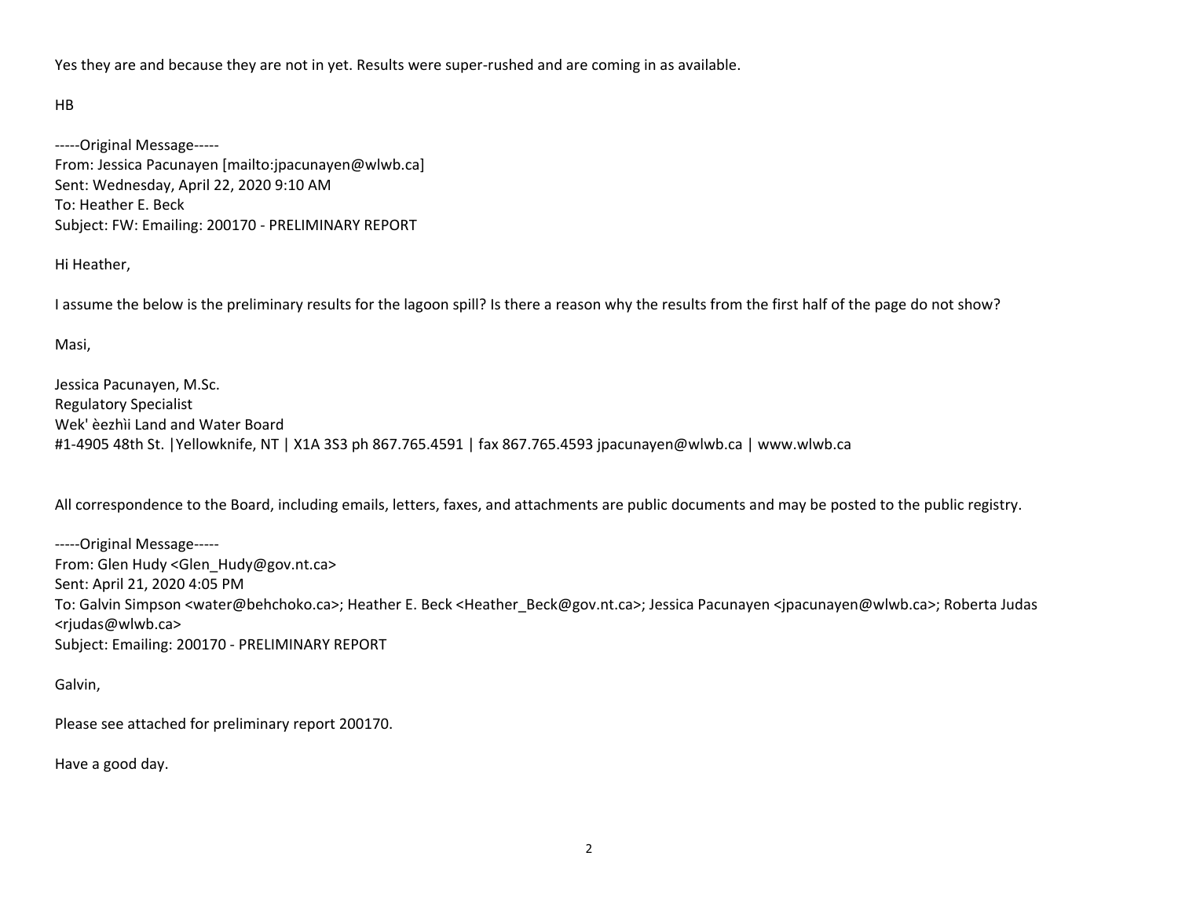Yes they are and because they are not in yet. Results were super-rushed and are coming in as available.

HB

-----Original Message-----
From: Jessica Pacunayen [mailto:jpacunayen@wlwb.ca]
Sent: Wednesday, April 22, 2020 9:10 AM
To: Heather E. Beck
Subject: FW: Emailing: 200170 - PRELIMINARY REPORT

Hi Heather,

I assume the below is the preliminary results for the lagoon spill? Is there a reason why the results from the first half of the page do not show?

Masi,

Jessica Pacunayen, M.Sc.
Regulatory Specialist
Wek' èezhìi Land and Water Board
#1-4905 48th St. |Yellowknife, NT | X1A 3S3 ph 867.765.4591 | fax 867.765.4593 jpacunayen@wlwb.ca | www.wlwb.ca

All correspondence to the Board, including emails, letters, faxes, and attachments are public documents and may be posted to the public registry.

-----Original Message-----
From: Glen Hudy <Glen_Hudy@gov.nt.ca>
Sent: April 21, 2020 4:05 PM
To: Galvin Simpson <water@behchoko.ca>; Heather E. Beck <Heather_Beck@gov.nt.ca>; Jessica Pacunayen <jpacunayen@wlwb.ca>; Roberta Judas <rjudas@wlwb.ca>
Subject: Emailing: 200170 - PRELIMINARY REPORT

Galvin,

Please see attached for preliminary report 200170.

Have a good day.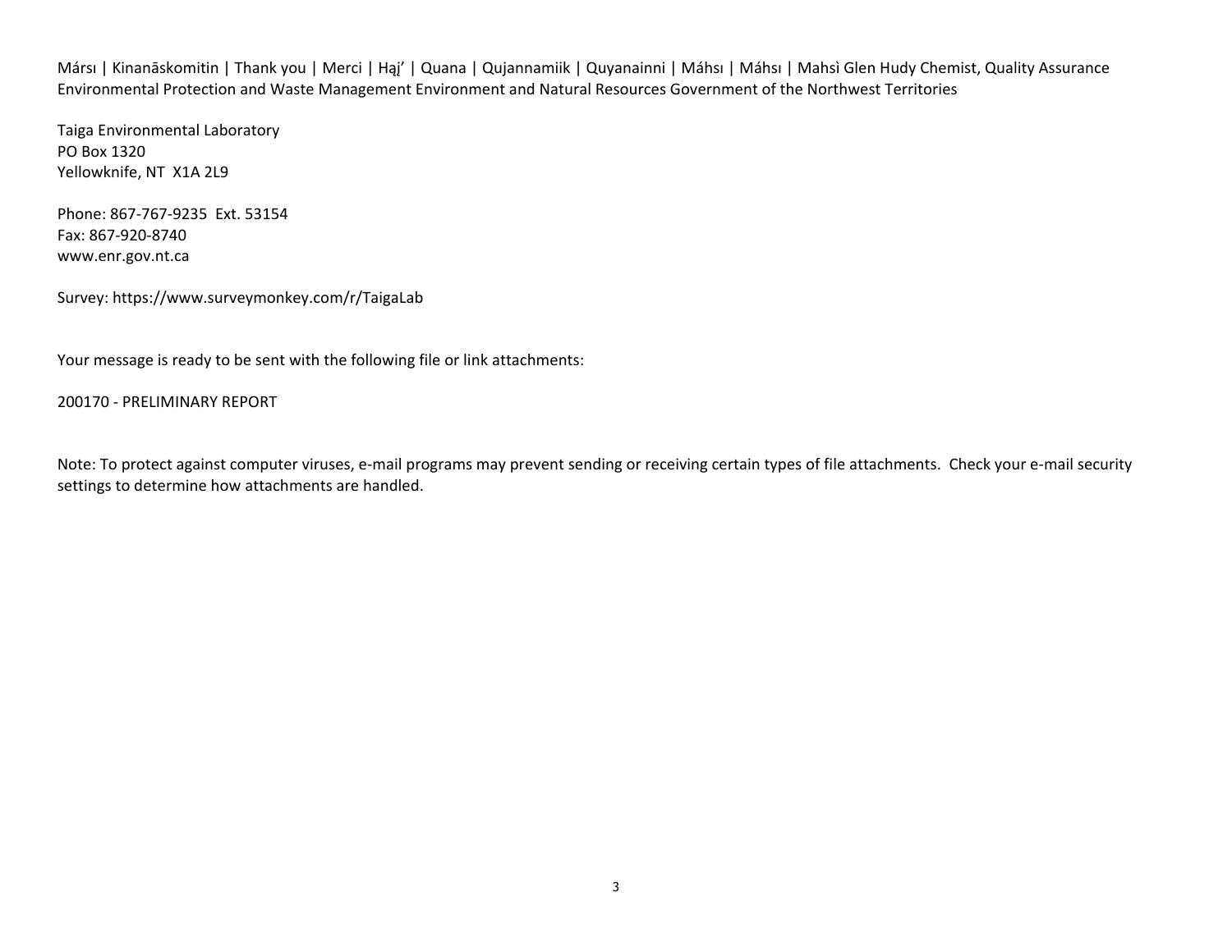Mársı | Kinanāskomitin | Thank you | Merci | Hąį’ | Quana | Qujannamiik | Quyanainni | Máhsı | Máhsı | Mahsì Glen Hudy Chemist, Quality Assurance Environmental Protection and Waste Management Environment and Natural Resources Government of the Northwest Territories

Taiga Environmental Laboratory
PO Box 1320
Yellowknife, NT X1A 2L9

Phone: 867-767-9235 Ext. 53154
Fax: 867-920-8740
www.enr.gov.nt.ca

Survey: https://www.surveymonkey.com/r/TaigaLab

Your message is ready to be sent with the following file or link attachments:

200170 - PRELIMINARY REPORT

Note: To protect against computer viruses, e-mail programs may prevent sending or receiving certain types of file attachments. Check your e-mail security settings to determine how attachments are handled.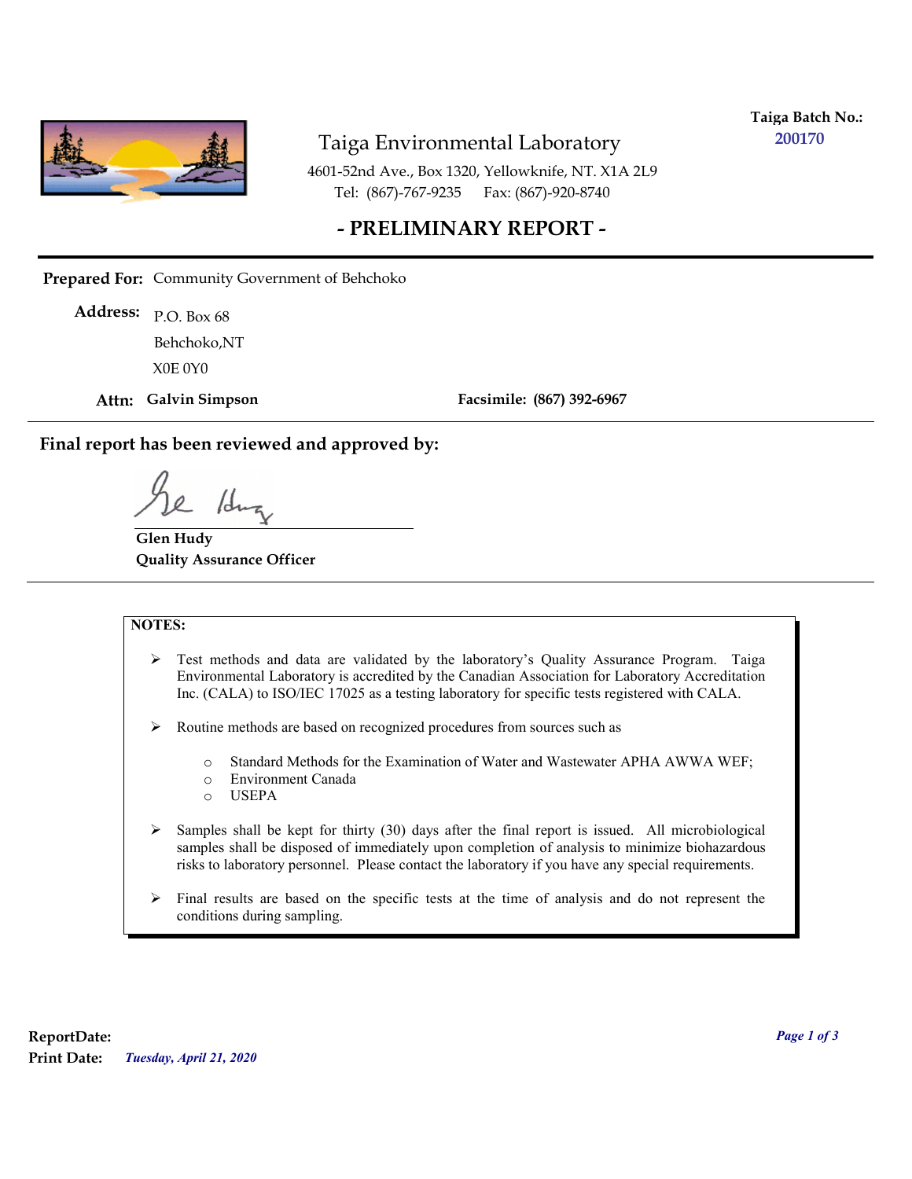**Taiga Batch No.:** 200170

# Taiga Environmental Laboratory

4601-52nd Ave., Box 1320, Yellowknife, NT. X1A 2L9
Tel: (867)-767-9235 Fax: (867)-920-8740

## - PRELIMINARY REPORT -

**Prepared For:** Community Government of Behchoko

**Address:** P.O. Box 68
Behchoko,NT
X0E 0Y0

**Attn: Galvin Simpson** **Facsimile: (867) 392-6967**

---

**Final report has been reviewed and approved by:**

**Glen Hudy**
**Quality Assurance Officer**

---

**NOTES:**

- Test methods and data are validated by the laboratory's Quality Assurance Program. Taiga Environmental Laboratory is accredited by the Canadian Association for Laboratory Accreditation Inc. (CALA) to ISO/IEC 17025 as a testing laboratory for specific tests registered with CALA.
- Routine methods are based on recognized procedures from sources such as
  - Standard Methods for the Examination of Water and Wastewater APHA AWWA WEF;
  - Environment Canada
  - USEPA
- Samples shall be kept for thirty (30) days after the final report is issued. All microbiological samples shall be disposed of immediately upon completion of analysis to minimize biohazardous risks to laboratory personnel. Please contact the laboratory if you have any special requirements.
- Final results are based on the specific tests at the time of analysis and do not represent the conditions during sampling.

**ReportDate:**
**Print Date:** *Tuesday, April 21, 2020*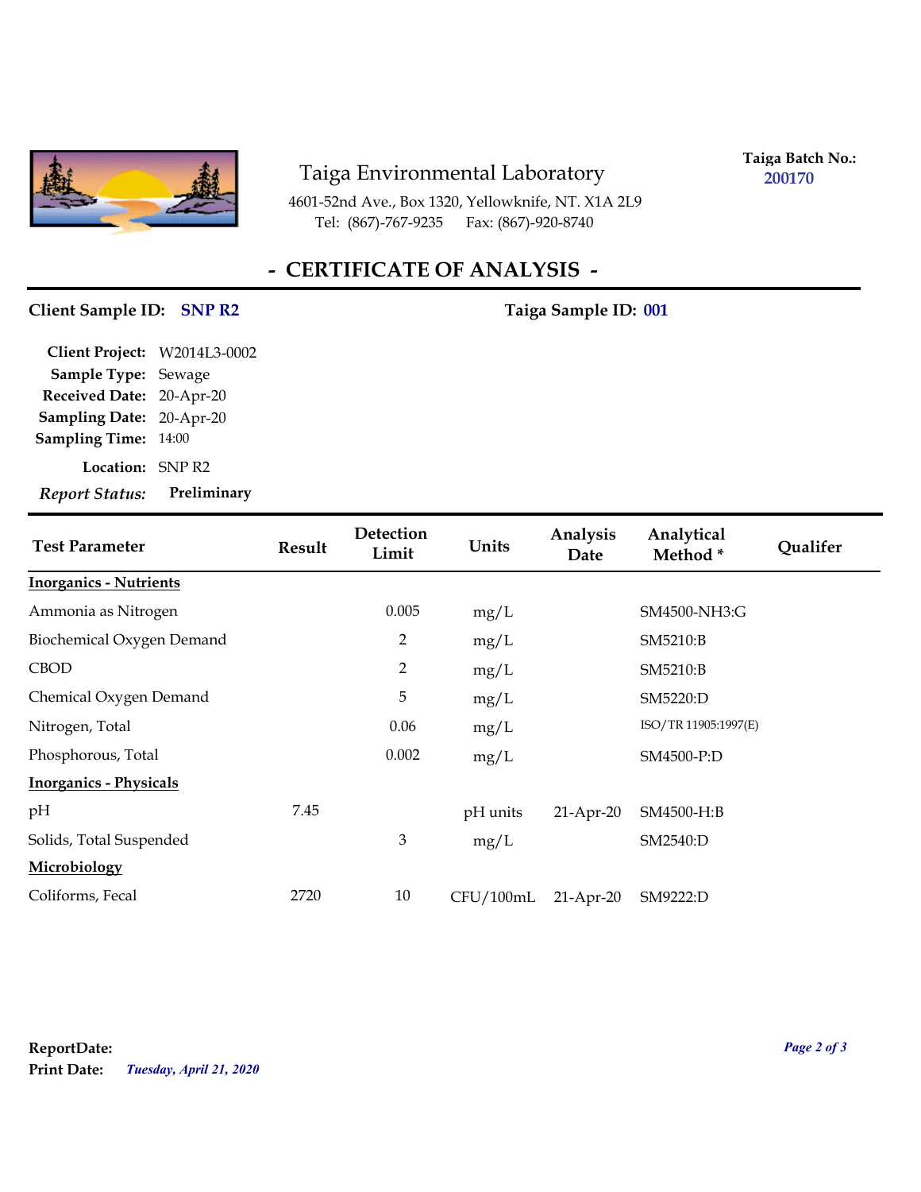# Taiga Environmental Laboratory

4601-52nd Ave., Box 1320, Yellowknife, NT. X1A 2L9
Tel: (867)-767-9235 Fax: (867)-920-8740

**Taiga Batch No.:** 200170

## - CERTIFICATE OF ANALYSIS -

**Client Sample ID:** SNP R2

**Taiga Sample ID:** 001

**Client Project:** W2014L3-0002
**Sample Type:** Sewage
**Received Date:** 20-Apr-20
**Sampling Date:** 20-Apr-20
**Sampling Time:** 14:00
**Location:** SNP R2
***Report Status:*** **Preliminary**

| Test Parameter | Result | Detection Limit | Units | Analysis Date | Analytical Method * | Qualifer |
|---|---|---|---|---|---|---|
| **Inorganics - Nutrients** | | | | | | |
| Ammonia as Nitrogen | | 0.005 | mg/L | | SM4500-NH3:G | |
| Biochemical Oxygen Demand | | 2 | mg/L | | SM5210:B | |
| CBOD | | 2 | mg/L | | SM5210:B | |
| Chemical Oxygen Demand | | 5 | mg/L | | SM5220:D | |
| Nitrogen, Total | | 0.06 | mg/L | | ISO/TR 11905:1997(E) | |
| Phosphorous, Total | | 0.002 | mg/L | | SM4500-P:D | |
| **Inorganics - Physicals** | | | | | | |
| pH | 7.45 | | pH units | 21-Apr-20 | SM4500-H:B | |
| Solids, Total Suspended | | 3 | mg/L | | SM2540:D | |
| **Microbiology** | | | | | | |
| Coliforms, Fecal | 2720 | 10 | CFU/100mL | 21-Apr-20 | SM9222:D | |

**ReportDate:**
**Print Date:** ***Tuesday, April 21, 2020***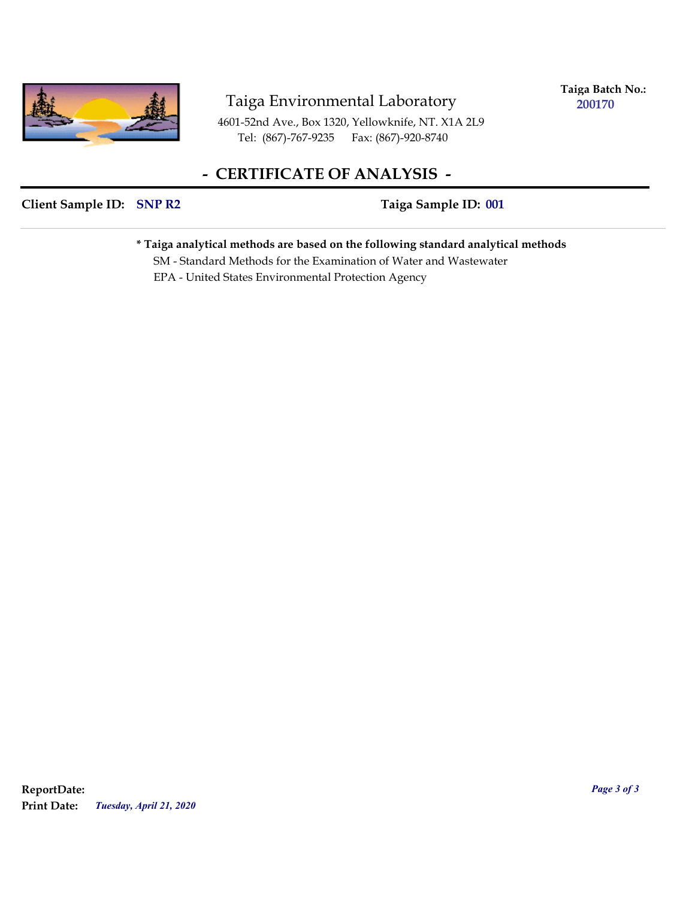Taiga Environmental Laboratory

4601-52nd Ave., Box 1320, Yellowknife, NT. X1A 2L9
Tel: (867)-767-9235 Fax: (867)-920-8740

**Taiga Batch No.:** 200170

# - CERTIFICATE OF ANALYSIS -

**Client Sample ID:** SNP R2 **Taiga Sample ID:** 001

**\* Taiga analytical methods are based on the following standard analytical methods**

SM - Standard Methods for the Examination of Water and Wastewater
EPA - United States Environmental Protection Agency

**ReportDate:**
**Print Date:** *Tuesday, April 21, 2020*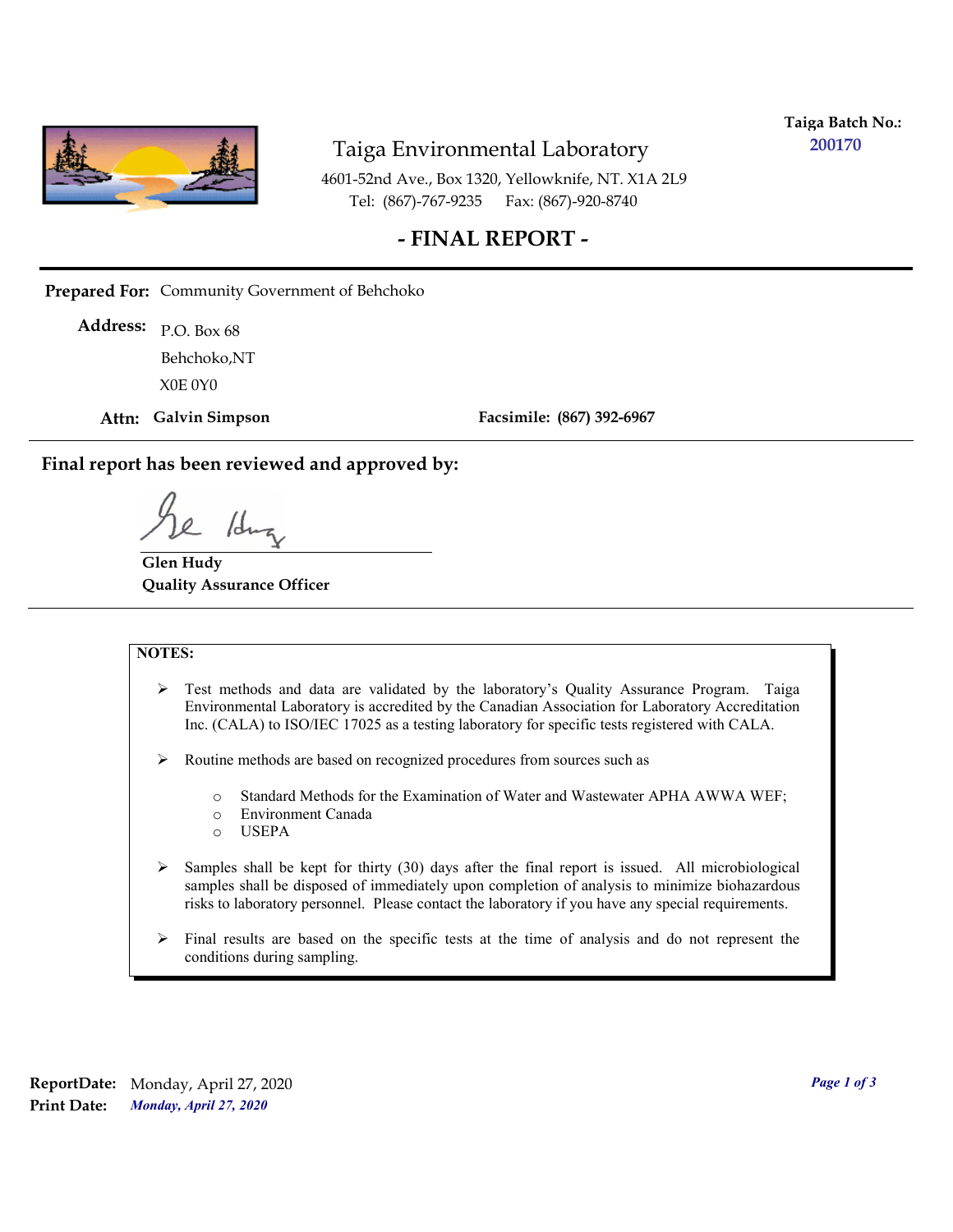**Taiga Batch No.:** 200170

# Taiga Environmental Laboratory

4601-52nd Ave., Box 1320, Yellowknife, NT. X1A 2L9

Tel: (867)-767-9235 Fax: (867)-920-8740

## - FINAL REPORT -

**Prepared For:** Community Government of Behchoko

**Address:** P.O. Box 68
Behchoko,NT
X0E 0Y0

**Attn:** **Galvin Simpson** **Facsimile:** **(867) 392-6967**

**Final report has been reviewed and approved by:**

**Glen Hudy**
**Quality Assurance Officer**

**NOTES:**

- Test methods and data are validated by the laboratory's Quality Assurance Program. Taiga Environmental Laboratory is accredited by the Canadian Association for Laboratory Accreditation Inc. (CALA) to ISO/IEC 17025 as a testing laboratory for specific tests registered with CALA.
- Routine methods are based on recognized procedures from sources such as
  - Standard Methods for the Examination of Water and Wastewater APHA AWWA WEF;
  - Environment Canada
  - USEPA
- Samples shall be kept for thirty (30) days after the final report is issued. All microbiological samples shall be disposed of immediately upon completion of analysis to minimize biohazardous risks to laboratory personnel. Please contact the laboratory if you have any special requirements.
- Final results are based on the specific tests at the time of analysis and do not represent the conditions during sampling.

**ReportDate:** Monday, April 27, 2020
**Print Date:** *Monday, April 27, 2020*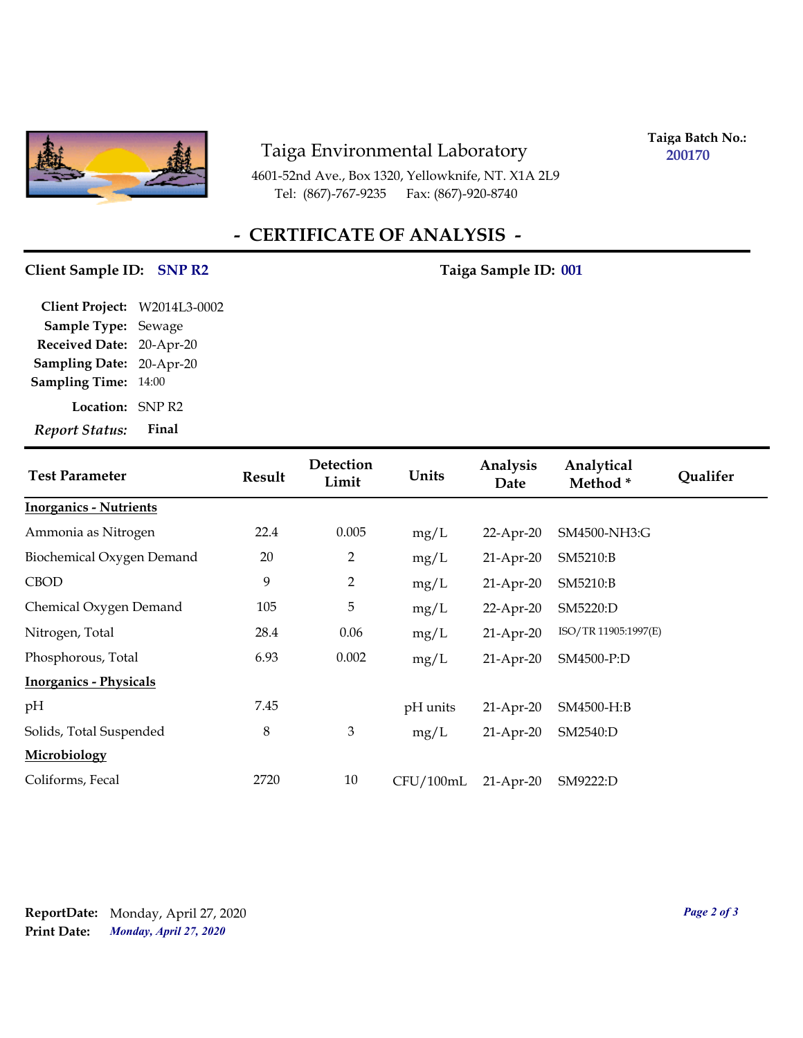# Taiga Environmental Laboratory

4601-52nd Ave., Box 1320, Yellowknife, NT. X1A 2L9
Tel: (867)-767-9235 Fax: (867)-920-8740

**Taiga Batch No.:** 200170

## - CERTIFICATE OF ANALYSIS -

**Client Sample ID:** SNP R2 **Taiga Sample ID:** 001

**Client Project:** W2014L3-0002
**Sample Type:** Sewage
**Received Date:** 20-Apr-20
**Sampling Date:** 20-Apr-20
**Sampling Time:** 14:00
**Location:** SNP R2
***Report Status:*** **Final**

| Test Parameter | Result | Detection Limit | Units | Analysis Date | Analytical Method * | Qualifer |
|---|---|---|---|---|---|---|
| **Inorganics - Nutrients** | | | | | | |
| Ammonia as Nitrogen | 22.4 | 0.005 | mg/L | 22-Apr-20 | SM4500-NH3:G | |
| Biochemical Oxygen Demand | 20 | 2 | mg/L | 21-Apr-20 | SM5210:B | |
| CBOD | 9 | 2 | mg/L | 21-Apr-20 | SM5210:B | |
| Chemical Oxygen Demand | 105 | 5 | mg/L | 22-Apr-20 | SM5220:D | |
| Nitrogen, Total | 28.4 | 0.06 | mg/L | 21-Apr-20 | ISO/TR 11905:1997(E) | |
| Phosphorous, Total | 6.93 | 0.002 | mg/L | 21-Apr-20 | SM4500-P:D | |
| **Inorganics - Physicals** | | | | | | |
| pH | 7.45 | | pH units | 21-Apr-20 | SM4500-H:B | |
| Solids, Total Suspended | 8 | 3 | mg/L | 21-Apr-20 | SM2540:D | |
| **Microbiology** | | | | | | |
| Coliforms, Fecal | 2720 | 10 | CFU/100mL | 21-Apr-20 | SM9222:D | |

**ReportDate:** Monday, April 27, 2020
**Print Date:** *Monday, April 27, 2020*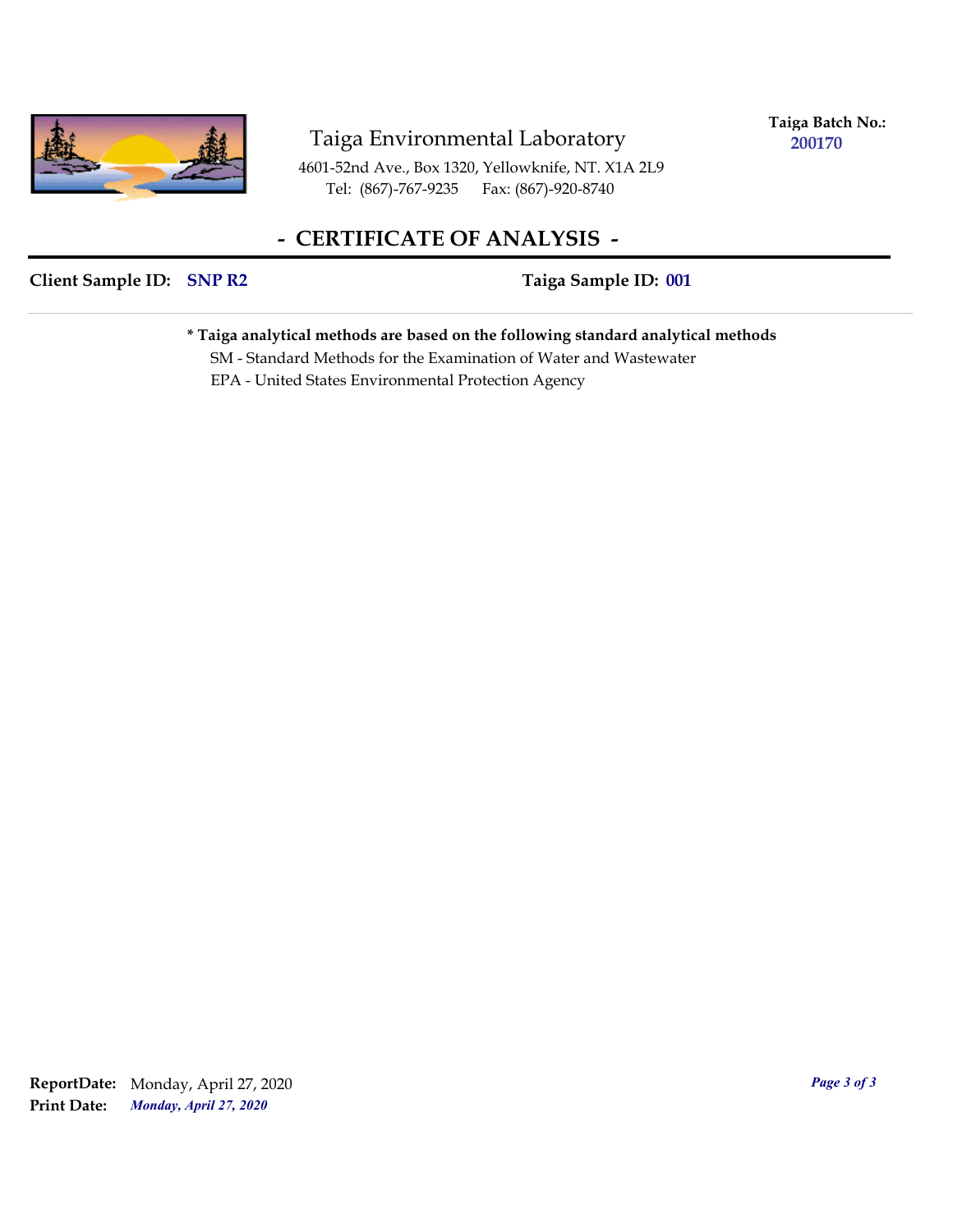Taiga Environmental Laboratory

4601-52nd Ave., Box 1320, Yellowknife, NT. X1A 2L9
Tel: (867)-767-9235 Fax: (867)-920-8740

**Taiga Batch No.:** **200170**

## - CERTIFICATE OF ANALYSIS -

**Client Sample ID:** **SNP R2** **Taiga Sample ID:** **001**

**\* Taiga analytical methods are based on the following standard analytical methods**

SM - Standard Methods for the Examination of Water and Wastewater
EPA - United States Environmental Protection Agency

**ReportDate:** Monday, April 27, 2020
**Print Date:** ***Monday, April 27, 2020***